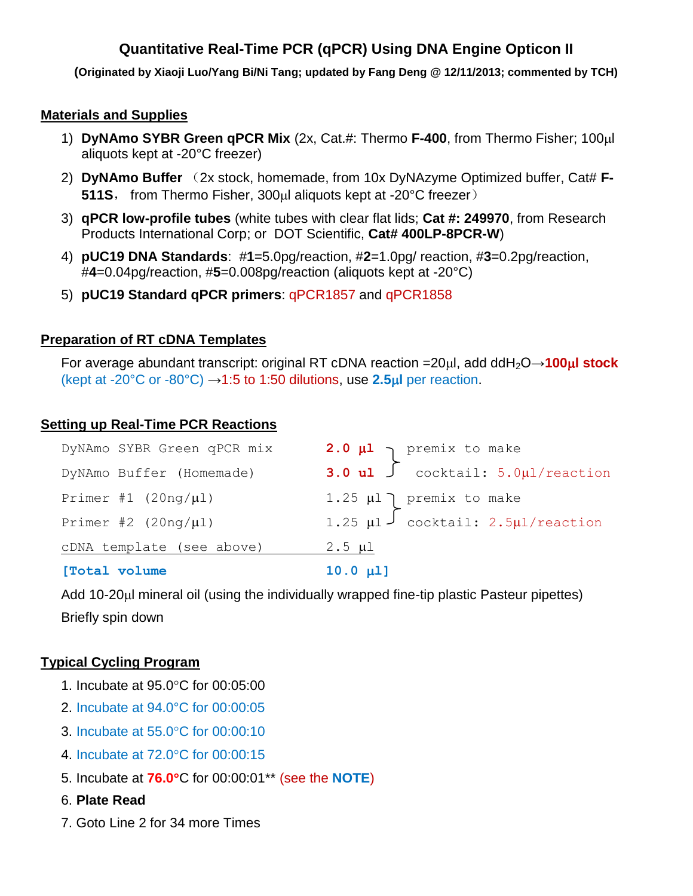# Quantitative Real-Time PCR (qPCR) Using DNA Engine Opticon II

**(Originated by Xiaoji Luo/Yang Bi/Ni Tang; updated by Fang Deng @ 12/11/2013; commented by TCH)**

## Materials and Supplies

1) **DyNAmo SYBR Green qPCR Mix** (2x, Cat.#: Thermo **F-400**, from Thermo Fisher; 100μl aliquots kept at -20°C freezer)
2) **DyNAmo Buffer** （2x stock, homemade, from 10x DyNAzyme Optimized buffer, Cat# **F-511S**， from Thermo Fisher, 300μl aliquots kept at -20°C freezer）
3) **qPCR low-profile tubes** (white tubes with clear flat lids; **Cat #: 249970**, from Research Products International Corp; or DOT Scientific, **Cat# 400LP-8PCR-W**)
4) **pUC19 DNA Standards**: #**1**=5.0pg/reaction, #**2**=1.0pg/ reaction, #**3**=0.2pg/reaction, #**4**=0.04pg/reaction, #**5**=0.008pg/reaction (aliquots kept at -20°C)
5) **pUC19 Standard qPCR primers**: qPCR1857 and qPCR1858

## Preparation of RT cDNA Templates

For average abundant transcript: original RT cDNA reaction =20μl, add $ddH_2O$→**100μl stock** (kept at -20°C or -80°C) →1:5 to 1:50 dilutions, use **2.5μl** per reaction.

## Setting up Real-Time PCR Reactions

| Component | Volume | Note |
|---|---|---|
| DyNAmo SYBR Green qPCR mix | **2.0 μl** | premix to make cocktail: 5.0μl/reaction |
| DyNAmo Buffer (Homemade) | **3.0 ul** | |
| Primer #1 (20ng/μl) | 1.25 μl | premix to make cocktail: 2.5μl/reaction |
| Primer #2 (20ng/μl) | 1.25 μl | |
| cDNA template (see above) | 2.5 μl | |
| **[Total volume** | **10.0 μl]** | |

Add 10-20μl mineral oil (using the individually wrapped fine-tip plastic Pasteur pipettes)

Briefly spin down

## Typical Cycling Program

1. Incubate at 95.0°C for 00:05:00
2. Incubate at 94.0°C for 00:00:05
3. Incubate at 55.0°C for 00:00:10
4. Incubate at 72.0°C for 00:00:15
5. Incubate at **76.0°**C for 00:00:01** (see the **NOTE**)
6. **Plate Read**
7. Goto Line 2 for 34 more Times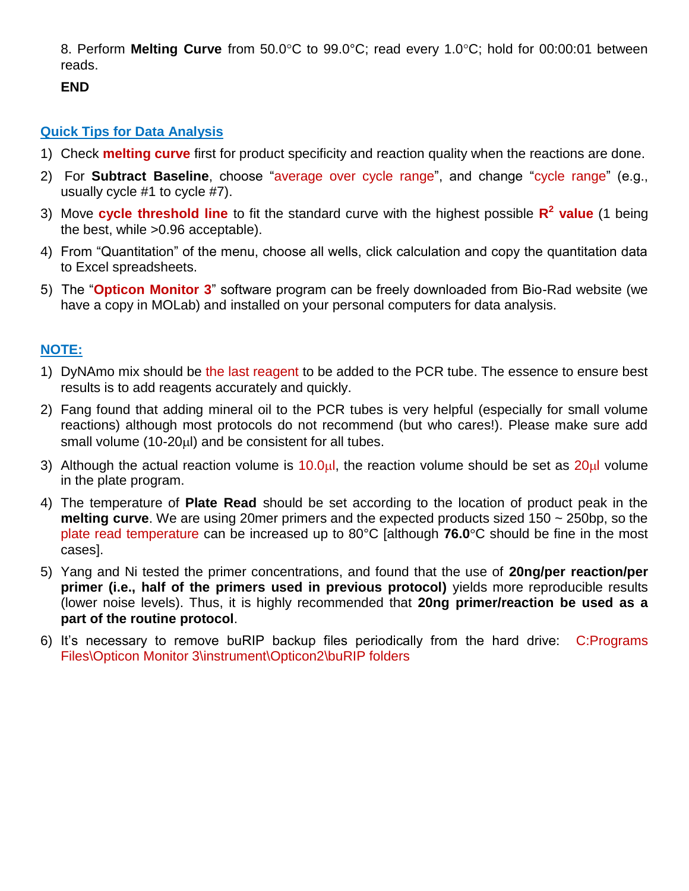8. Perform **Melting Curve** from 50.0°C to 99.0°C; read every 1.0°C; hold for 00:00:01 between reads.

**END**

## Quick Tips for Data Analysis

1) Check **melting curve** first for product specificity and reaction quality when the reactions are done.
2) For **Subtract Baseline**, choose "average over cycle range", and change "cycle range" (e.g., usually cycle #1 to cycle #7).
3) Move **cycle threshold line** to fit the standard curve with the highest possible **$R^2$ value** (1 being the best, while >0.96 acceptable).
4) From "Quantitation" of the menu, choose all wells, click calculation and copy the quantitation data to Excel spreadsheets.
5) The "**Opticon Monitor 3**" software program can be freely downloaded from Bio-Rad website (we have a copy in MOLab) and installed on your personal computers for data analysis.

## NOTE:

1) DyNAmo mix should be the last reagent to be added to the PCR tube. The essence to ensure best results is to add reagents accurately and quickly.
2) Fang found that adding mineral oil to the PCR tubes is very helpful (especially for small volume reactions) although most protocols do not recommend (but who cares!). Please make sure add small volume (10-20μl) and be consistent for all tubes.
3) Although the actual reaction volume is 10.0μl, the reaction volume should be set as 20μl volume in the plate program.
4) The temperature of **Plate Read** should be set according to the location of product peak in the **melting curve**. We are using 20mer primers and the expected products sized 150 ~ 250bp, so the plate read temperature can be increased up to 80°C [although **76.0**°C should be fine in the most cases].
5) Yang and Ni tested the primer concentrations, and found that the use of **20ng/per reaction/per primer (i.e., half of the primers used in previous protocol)** yields more reproducible results (lower noise levels). Thus, it is highly recommended that **20ng primer/reaction be used as a part of the routine protocol**.
6) It's necessary to remove buRIP backup files periodically from the hard drive: C:Programs Files\Opticon Monitor 3\instrument\Opticon2\buRIP folders